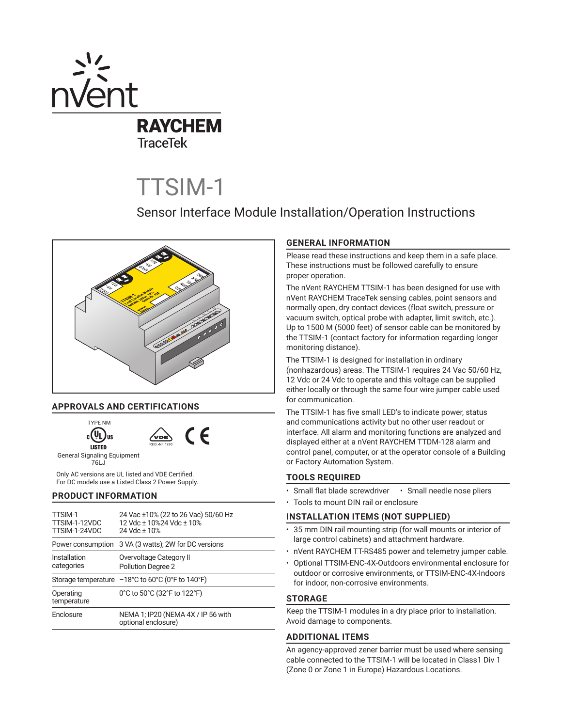nVent RAYCHEM TraceTek

# TTSIM-1

## Sensor Interface Module Installation/Operation Instructions

### APPROVALS AND CERTIFICATIONS

TYPE NM

LISTED

General Signaling Equipment 76LJ

REG.-Nr. 1290

Only AC versions are UL listed and VDE Certified.
For DC models use a Listed Class 2 Power Supply.

### PRODUCT INFORMATION

| | |
|---|---|
| TTSIM-1<br>TTSIM-1-12VDC<br>TTSIM-1-24VDC | 24 Vac ±10% (22 to 26 Vac) 50/60 Hz<br>12 Vdc ± 10%24 Vdc ± 10%<br>24 Vdc ± 10% |
| Power consumption | 3 VA (3 watts); 2W for DC versions |
| Installation categories | Overvoltage Category II<br>Pollution Degree 2 |
| Storage temperature | –18°C to 60°C (0°F to 140°F) |
| Operating temperature | 0°C to 50°C (32°F to 122°F) |
| Enclosure | NEMA 1; IP20 (NEMA 4X / IP 56 with optional enclosure) |

### GENERAL INFORMATION

Please read these instructions and keep them in a safe place. These instructions must be followed carefully to ensure proper operation.

The nVent RAYCHEM TTSIM-1 has been designed for use with nVent RAYCHEM TraceTek sensing cables, point sensors and normally open, dry contact devices (float switch, pressure or vacuum switch, optical probe with adapter, limit switch, etc.). Up to 1500 M (5000 feet) of sensor cable can be monitored by the TTSIM-1 (contact factory for information regarding longer monitoring distance).

The TTSIM-1 is designed for installation in ordinary (nonhazardous) areas. The TTSIM-1 requires 24 Vac 50/60 Hz, 12 Vdc or 24 Vdc to operate and this voltage can be supplied either locally or through the same four wire jumper cable used for communication.

The TTSIM-1 has five small LED's to indicate power, status and communications activity but no other user readout or interface. All alarm and monitoring functions are analyzed and displayed either at a nVent RAYCHEM TTDM-128 alarm and control panel, computer, or at the operator console of a Building or Factory Automation System.

### TOOLS REQUIRED

- Small flat blade screwdriver
- Small needle nose pliers
- Tools to mount DIN rail or enclosure

### INSTALLATION ITEMS (NOT SUPPLIED)

- 35 mm DIN rail mounting strip (for wall mounts or interior of large control cabinets) and attachment hardware.
- nVent RAYCHEM TT-RS485 power and telemetry jumper cable.
- Optional TTSIM-ENC-4X-Outdoors environmental enclosure for outdoor or corrosive environments, or TTSIM-ENC-4X-Indoors for indoor, non-corrosive environments.

### STORAGE

Keep the TTSIM-1 modules in a dry place prior to installation. Avoid damage to components.

### ADDITIONAL ITEMS

An agency-approved zener barrier must be used where sensing cable connected to the TTSIM-1 will be located in Class1 Div 1 (Zone 0 or Zone 1 in Europe) Hazardous Locations.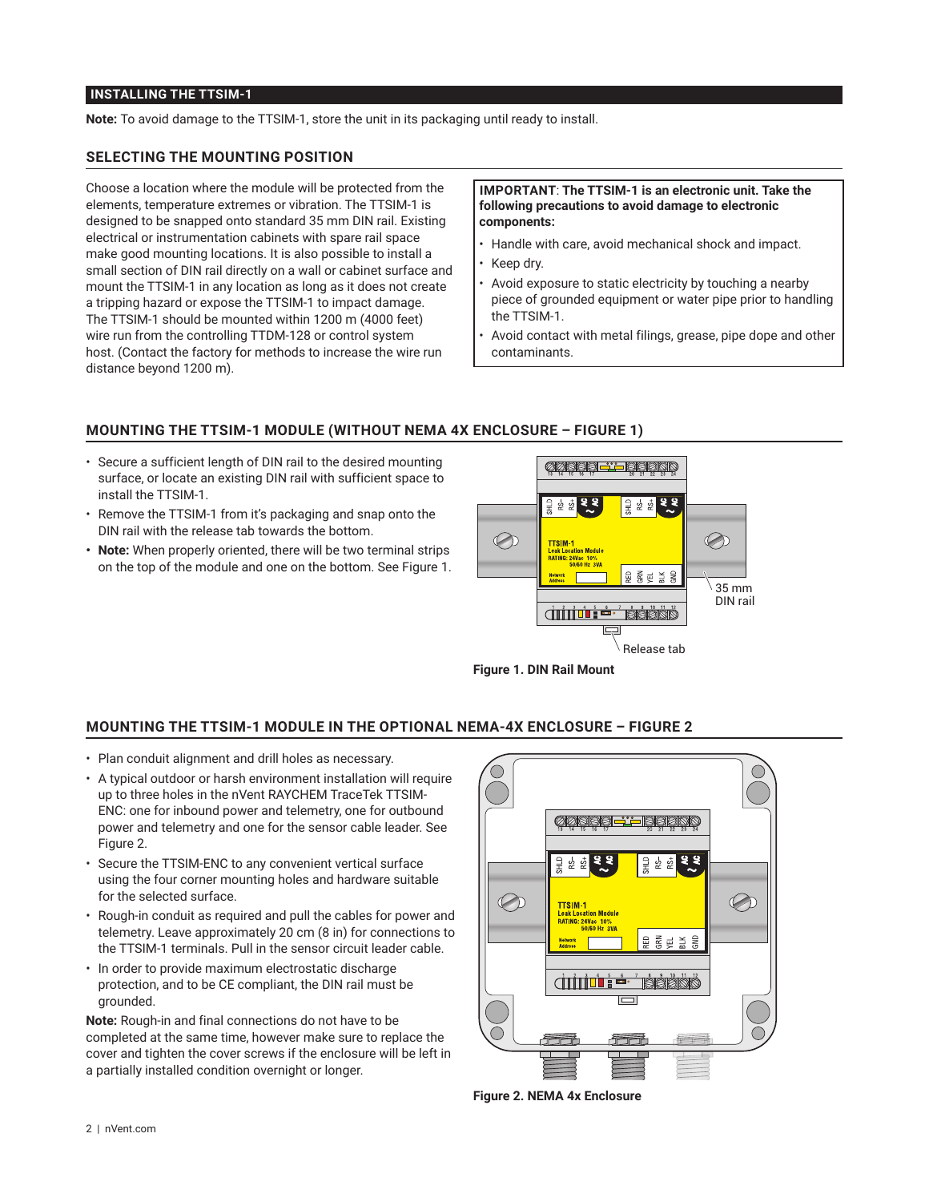## INSTALLING THE TTSIM-1

**Note:** To avoid damage to the TTSIM-1, store the unit in its packaging until ready to install.

### SELECTING THE MOUNTING POSITION

Choose a location where the module will be protected from the elements, temperature extremes or vibration. The TTSIM-1 is designed to be snapped onto standard 35 mm DIN rail. Existing electrical or instrumentation cabinets with spare rail space make good mounting locations. It is also possible to install a small section of DIN rail directly on a wall or cabinet surface and mount the TTSIM-1 in any location as long as it does not create a tripping hazard or expose the TTSIM-1 to impact damage. The TTSIM-1 should be mounted within 1200 m (4000 feet) wire run from the controlling TTDM-128 or control system host. (Contact the factory for methods to increase the wire run distance beyond 1200 m).

**IMPORTANT**: **The TTSIM-1 is an electronic unit. Take the following precautions to avoid damage to electronic components:**

- Handle with care, avoid mechanical shock and impact.
- Keep dry.
- Avoid exposure to static electricity by touching a nearby piece of grounded equipment or water pipe prior to handling the TTSIM-1.
- Avoid contact with metal filings, grease, pipe dope and other contaminants.

### MOUNTING THE TTSIM-1 MODULE (WITHOUT NEMA 4X ENCLOSURE – FIGURE 1)

- Secure a sufficient length of DIN rail to the desired mounting surface, or locate an existing DIN rail with sufficient space to install the TTSIM-1.
- Remove the TTSIM-1 from it's packaging and snap onto the DIN rail with the release tab towards the bottom.
- **Note:** When properly oriented, there will be two terminal strips on the top of the module and one on the bottom. See Figure 1.

**Figure 1. DIN Rail Mount**

### MOUNTING THE TTSIM-1 MODULE IN THE OPTIONAL NEMA-4X ENCLOSURE – FIGURE 2

- Plan conduit alignment and drill holes as necessary.
- A typical outdoor or harsh environment installation will require up to three holes in the nVent RAYCHEM TraceTek TTSIM-ENC: one for inbound power and telemetry, one for outbound power and telemetry and one for the sensor cable leader. See Figure 2.
- Secure the TTSIM-ENC to any convenient vertical surface using the four corner mounting holes and hardware suitable for the selected surface.
- Rough-in conduit as required and pull the cables for power and telemetry. Leave approximately 20 cm (8 in) for connections to the TTSIM-1 terminals. Pull in the sensor circuit leader cable.
- In order to provide maximum electrostatic discharge protection, and to be CE compliant, the DIN rail must be grounded.

**Note:** Rough-in and final connections do not have to be completed at the same time, however make sure to replace the cover and tighten the cover screws if the enclosure will be left in a partially installed condition overnight or longer.

**Figure 2. NEMA 4x Enclosure**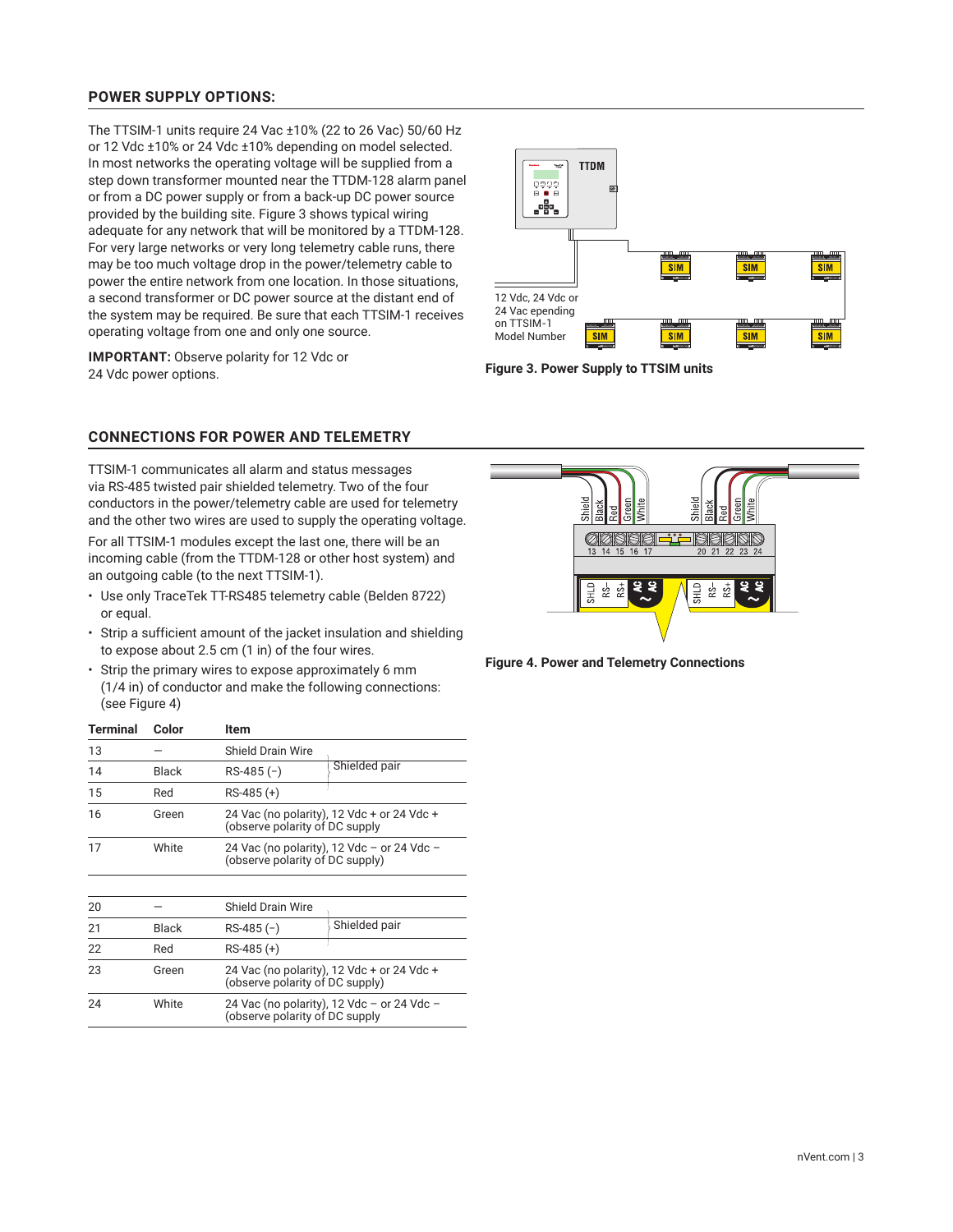## POWER SUPPLY OPTIONS:

The TTSIM-1 units require 24 Vac ±10% (22 to 26 Vac) 50/60 Hz or 12 Vdc ±10% or 24 Vdc ±10% depending on model selected. In most networks the operating voltage will be supplied from a step down transformer mounted near the TTDM-128 alarm panel or from a DC power supply or from a back-up DC power source provided by the building site. Figure 3 shows typical wiring adequate for any network that will be monitored by a TTDM-128. For very large networks or very long telemetry cable runs, there may be too much voltage drop in the power/telemetry cable to power the entire network from one location. In those situations, a second transformer or DC power source at the distant end of the system may be required. Be sure that each TTSIM-1 receives operating voltage from one and only one source.

**IMPORTANT:** Observe polarity for 12 Vdc or 24 Vdc power options.

Figure 3. Power Supply to TTSIM units

## CONNECTIONS FOR POWER AND TELEMETRY

TTSIM-1 communicates all alarm and status messages via RS-485 twisted pair shielded telemetry. Two of the four conductors in the power/telemetry cable are used for telemetry and the other two wires are used to supply the operating voltage.

For all TTSIM-1 modules except the last one, there will be an incoming cable (from the TTDM-128 or other host system) and an outgoing cable (to the next TTSIM-1).

- Use only TraceTek TT-RS485 telemetry cable (Belden 8722) or equal.
- Strip a sufficient amount of the jacket insulation and shielding to expose about 2.5 cm (1 in) of the four wires.
- Strip the primary wires to expose approximately 6 mm (1/4 in) of conductor and make the following connections: (see Figure 4)

| Terminal | Color | Item | |
|---|---|---|---|
| 13 | — | Shield Drain Wire | |
| 14 | Black | RS-485 (–) | Shielded pair |
| 15 | Red | RS-485 (+) | |
| 16 | Green | 24 Vac (no polarity), 12 Vdc + or 24 Vdc + (observe polarity of DC supply | |
| 17 | White | 24 Vac (no polarity), 12 Vdc – or 24 Vdc – (observe polarity of DC supply) | |
| 20 | — | Shield Drain Wire | |
| 21 | Black | RS-485 (–) | Shielded pair |
| 22 | Red | RS-485 (+) | |
| 23 | Green | 24 Vac (no polarity), 12 Vdc + or 24 Vdc + (observe polarity of DC supply) | |
| 24 | White | 24 Vac (no polarity), 12 Vdc – or 24 Vdc – (observe polarity of DC supply | |

Figure 4. Power and Telemetry Connections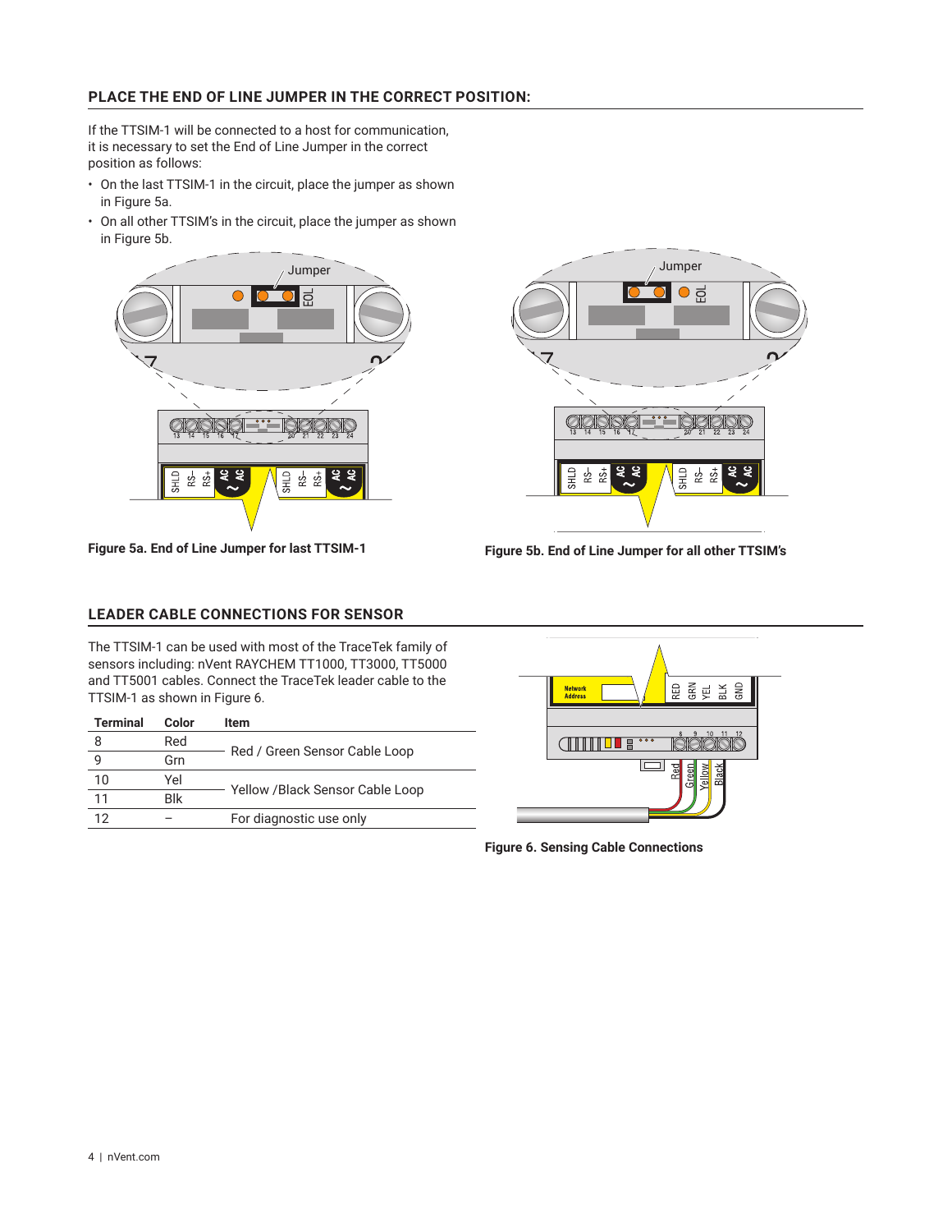## PLACE THE END OF LINE JUMPER IN THE CORRECT POSITION:

If the TTSIM-1 will be connected to a host for communication, it is necessary to set the End of Line Jumper in the correct position as follows:

- On the last TTSIM-1 in the circuit, place the jumper as shown in Figure 5a.
- On all other TTSIM's in the circuit, place the jumper as shown in Figure 5b.

**Figure 5a. End of Line Jumper for last TTSIM-1**

**Figure 5b. End of Line Jumper for all other TTSIM's**

## LEADER CABLE CONNECTIONS FOR SENSOR

The TTSIM-1 can be used with most of the TraceTek family of sensors including: nVent RAYCHEM TT1000, TT3000, TT5000 and TT5001 cables. Connect the TraceTek leader cable to the TTSIM-1 as shown in Figure 6.

| Terminal | Color | Item |
|---|---|---|
| 8 | Red | Red / Green Sensor Cable Loop |
| 9 | Grn | |
| 10 | Yel | Yellow /Black Sensor Cable Loop |
| 11 | Blk | |
| 12 | – | For diagnostic use only |

**Figure 6. Sensing Cable Connections**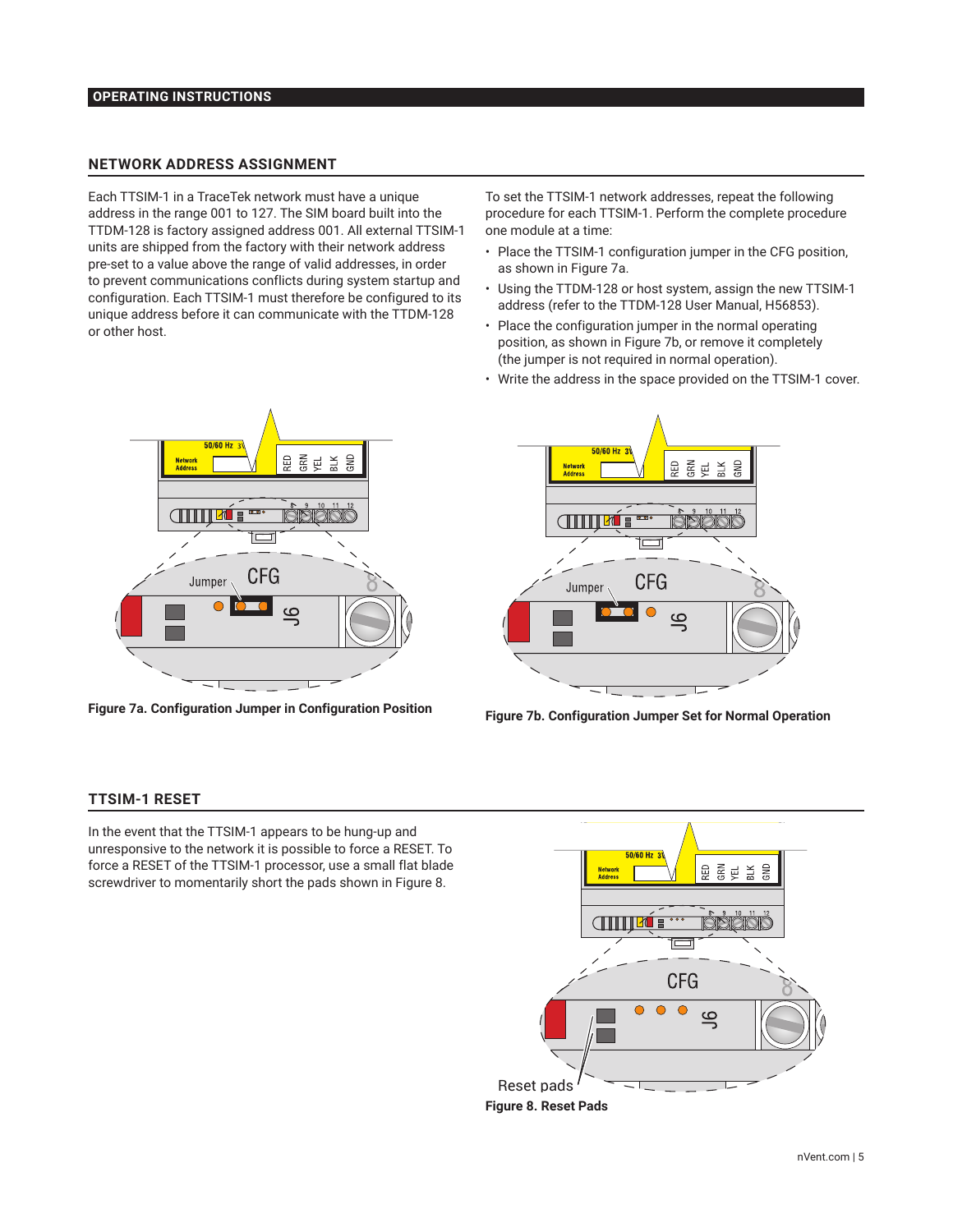## OPERATING INSTRUCTIONS

### NETWORK ADDRESS ASSIGNMENT

Each TTSIM-1 in a TraceTek network must have a unique address in the range 001 to 127. The SIM board built into the TTDM-128 is factory assigned address 001. All external TTSIM-1 units are shipped from the factory with their network address pre-set to a value above the range of valid addresses, in order to prevent communications conflicts during system startup and configuration. Each TTSIM-1 must therefore be configured to its unique address before it can communicate with the TTDM-128 or other host.

To set the TTSIM-1 network addresses, repeat the following procedure for each TTSIM-1. Perform the complete procedure one module at a time:

- Place the TTSIM-1 configuration jumper in the CFG position, as shown in Figure 7a.
- Using the TTDM-128 or host system, assign the new TTSIM-1 address (refer to the TTDM-128 User Manual, H56853).
- Place the configuration jumper in the normal operating position, as shown in Figure 7b, or remove it completely (the jumper is not required in normal operation).
- Write the address in the space provided on the TTSIM-1 cover.

**Figure 7a. Configuration Jumper in Configuration Position**

**Figure 7b. Configuration Jumper Set for Normal Operation**

### TTSIM-1 RESET

In the event that the TTSIM-1 appears to be hung-up and unresponsive to the network it is possible to force a RESET. To force a RESET of the TTSIM-1 processor, use a small flat blade screwdriver to momentarily short the pads shown in Figure 8.

**Figure 8. Reset Pads**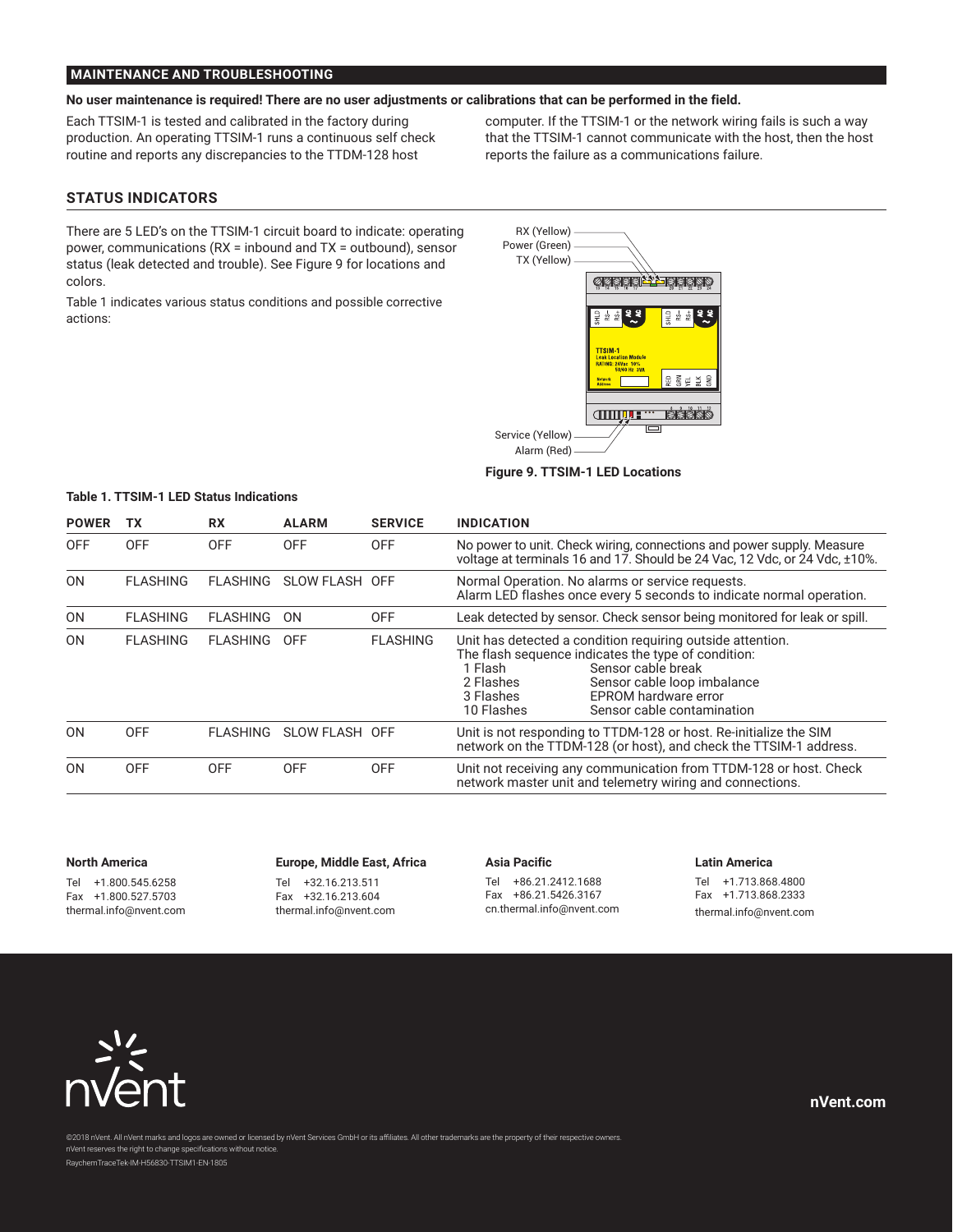## MAINTENANCE AND TROUBLESHOOTING

**No user maintenance is required! There are no user adjustments or calibrations that can be performed in the field.**

Each TTSIM-1 is tested and calibrated in the factory during production. An operating TTSIM-1 runs a continuous self check routine and reports any discrepancies to the TTDM-128 host computer. If the TTSIM-1 or the network wiring fails is such a way that the TTSIM-1 cannot communicate with the host, then the host reports the failure as a communications failure.

## STATUS INDICATORS

There are 5 LED's on the TTSIM-1 circuit board to indicate: operating power, communications (RX = inbound and TX = outbound), sensor status (leak detected and trouble). See Figure 9 for locations and colors.

Table 1 indicates various status conditions and possible corrective actions:

RX (Yellow)
Power (Green)
TX (Yellow)
Service (Yellow)
Alarm (Red)

**Figure 9. TTSIM-1 LED Locations**

**Table 1. TTSIM-1 LED Status Indications**

| POWER | TX | RX | ALARM | SERVICE | INDICATION |
|---|---|---|---|---|---|
| OFF | OFF | OFF | OFF | OFF | No power to unit. Check wiring, connections and power supply. Measure voltage at terminals 16 and 17. Should be 24 Vac, 12 Vdc, or 24 Vdc, ±10%. |
| ON | FLASHING | FLASHING | SLOW FLASH | OFF | Normal Operation. No alarms or service requests. Alarm LED flashes once every 5 seconds to indicate normal operation. |
| ON | FLASHING | FLASHING | ON | OFF | Leak detected by sensor. Check sensor being monitored for leak or spill. |
| ON | FLASHING | FLASHING | OFF | FLASHING | Unit has detected a condition requiring outside attention. The flash sequence indicates the type of condition: 1 Flash – Sensor cable break; 2 Flashes – Sensor cable loop imbalance; 3 Flashes – EPROM hardware error; 10 Flashes – Sensor cable contamination |
| ON | OFF | FLASHING | SLOW FLASH | OFF | Unit is not responding to TTDM-128 or host. Re-initialize the SIM network on the TTDM-128 (or host), and check the TTSIM-1 address. |
| ON | OFF | OFF | OFF | OFF | Unit not receiving any communication from TTDM-128 or host. Check network master unit and telemetry wiring and connections. |

**North America**
Tel +1.800.545.6258
Fax +1.800.527.5703
thermal.info@nvent.com

**Europe, Middle East, Africa**
Tel +32.16.213.511
Fax +32.16.213.604
thermal.info@nvent.com

**Asia Pacific**
Tel +86.21.2412.1688
Fax +86.21.5426.3167
cn.thermal.info@nvent.com

**Latin America**
Tel +1.713.868.4800
Fax +1.713.868.2333
thermal.info@nvent.com

nVent

**nVent.com**

©2018 nVent. All nVent marks and logos are owned or licensed by nVent Services GmbH or its affiliates. All other trademarks are the property of their respective owners.
nVent reserves the right to change specifications without notice.
RaychemTraceTek-IM-H56830-TTSIM1-EN-1805